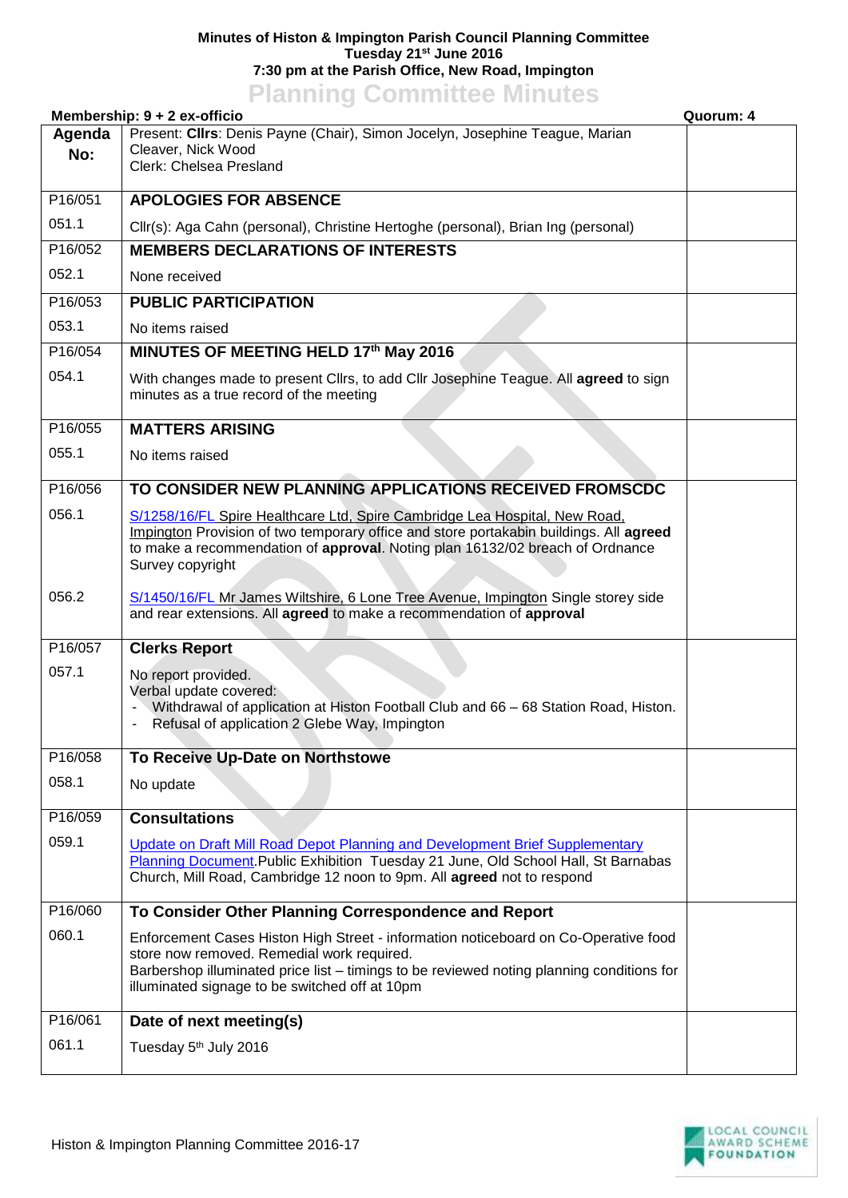**Minutes of Histon & Impington Parish Council Planning Committee**
**Tuesday 21st June 2016**
**7:30 pm at the Parish Office, New Road, Impington**

# Planning Committee Minutes

**Membership: 9 + 2 ex-officio** **Quorum: 4**

| Agenda No: | Present: **Cllrs**: Denis Payne (Chair), Simon Jocelyn, Josephine Teague, Marian Cleaver, Nick Wood<br>Clerk: Chelsea Presland | |
|---|---|---|
| P16/051 | **APOLOGIES FOR ABSENCE** | |
| 051.1 | Cllr(s): Aga Cahn (personal), Christine Hertoghe (personal), Brian Ing (personal) | |
| P16/052 | **MEMBERS DECLARATIONS OF INTERESTS** | |
| 052.1 | None received | |
| P16/053 | **PUBLIC PARTICIPATION** | |
| 053.1 | No items raised | |
| P16/054 | **MINUTES OF MEETING HELD 17th May 2016** | |
| 054.1 | With changes made to present Cllrs, to add Cllr Josephine Teague. All **agreed** to sign minutes as a true record of the meeting | |
| P16/055 | **MATTERS ARISING** | |
| 055.1 | No items raised | |
| P16/056 | **TO CONSIDER NEW PLANNING APPLICATIONS RECEIVED FROMSCDC** | |
| 056.1 | S/1258/16/FL Spire Healthcare Ltd, Spire Cambridge Lea Hospital, New Road, Impington Provision of two temporary office and store portakabin buildings. All **agreed** to make a recommendation of **approval**. Noting plan 16132/02 breach of Ordnance Survey copyright | |
| 056.2 | S/1450/16/FL Mr James Wiltshire, 6 Lone Tree Avenue, Impington Single storey side and rear extensions. All **agreed** to make a recommendation of **approval** | |
| P16/057 | **Clerks Report** | |
| 057.1 | No report provided.<br>Verbal update covered:<br>- Withdrawal of application at Histon Football Club and 66 – 68 Station Road, Histon.<br>- Refusal of application 2 Glebe Way, Impington | |
| P16/058 | **To Receive Up-Date on Northstowe** | |
| 058.1 | No update | |
| P16/059 | **Consultations** | |
| 059.1 | Update on Draft Mill Road Depot Planning and Development Brief Supplementary Planning Document.Public Exhibition Tuesday 21 June, Old School Hall, St Barnabas Church, Mill Road, Cambridge 12 noon to 9pm. All **agreed** not to respond | |
| P16/060 | **To Consider Other Planning Correspondence and Report** | |
| 060.1 | Enforcement Cases Histon High Street - information noticeboard on Co-Operative food store now removed. Remedial work required.<br>Barbershop illuminated price list – timings to be reviewed noting planning conditions for illuminated signage to be switched off at 10pm | |
| P16/061 | **Date of next meeting(s)** | |
| 061.1 | Tuesday 5th July 2016 | |

Histon & Impington Planning Committee 2016-17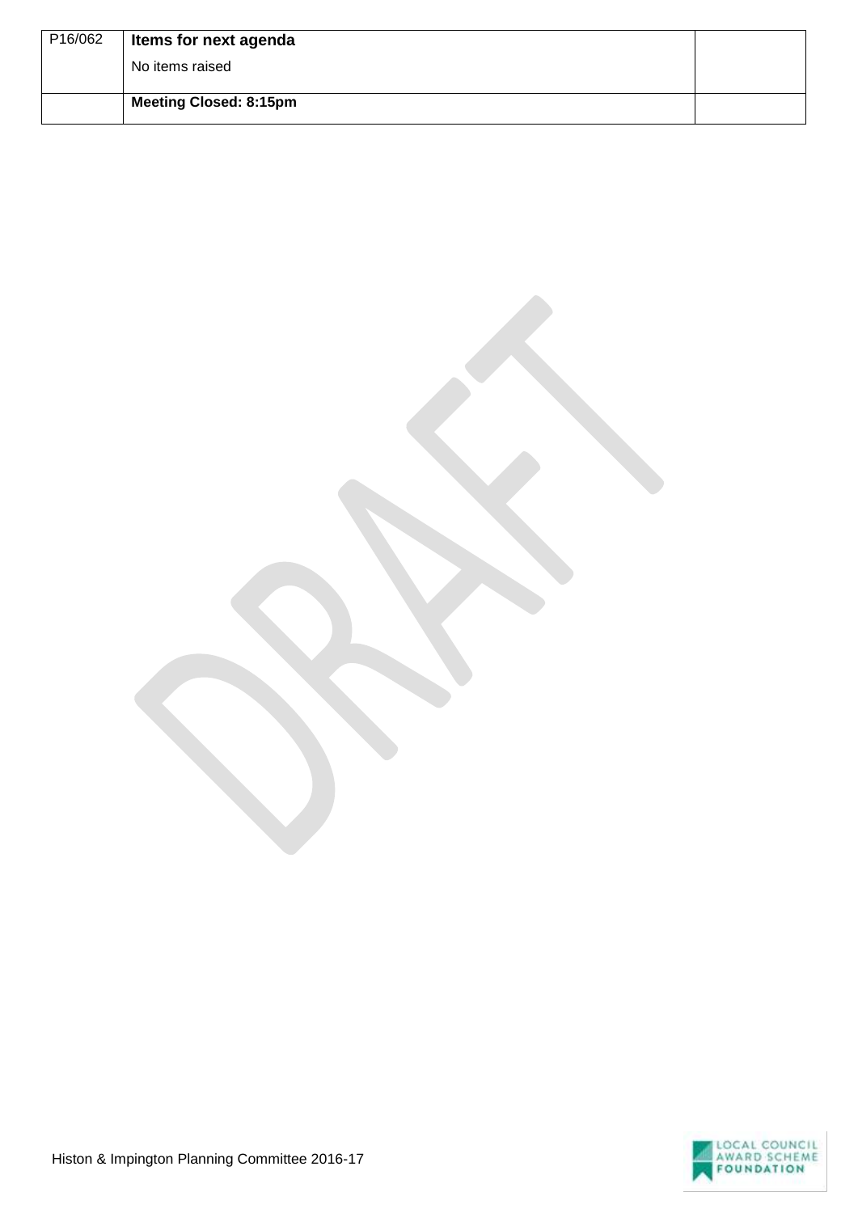| | | |
|---|---|---|
| P16/062 | **Items for next agenda**<br>No items raised | |
| | **Meeting Closed: 8:15pm** | |